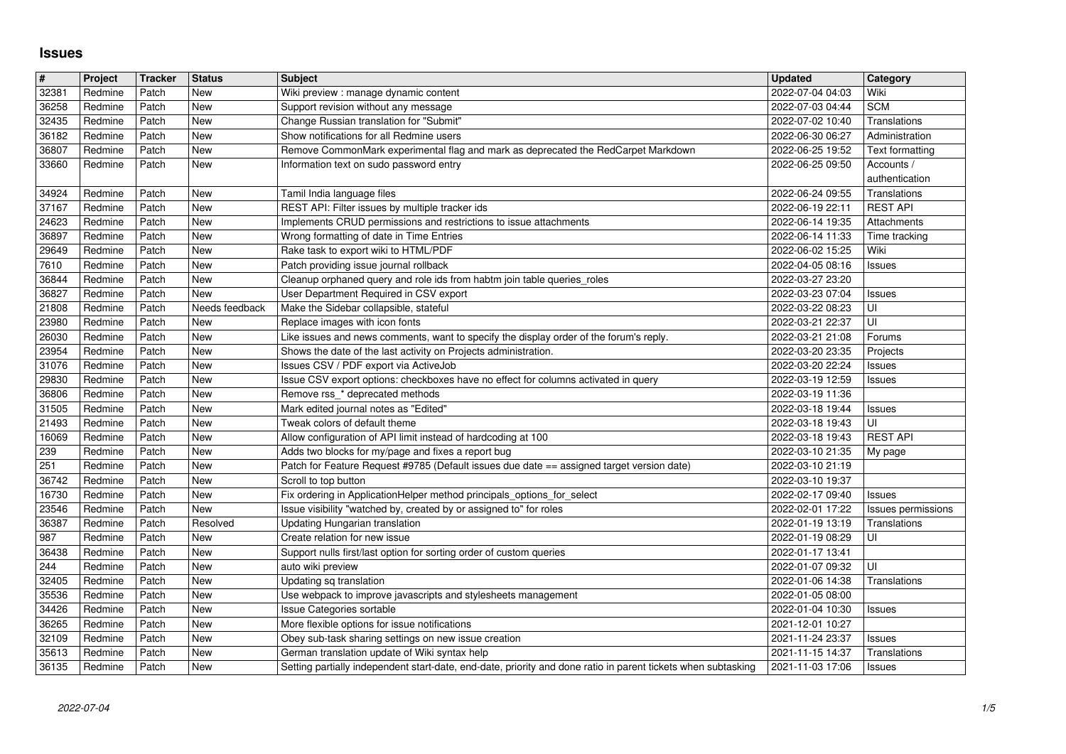# Issues

| # | Project | Tracker | Status | Subject | Updated | Category |
|---|---|---|---|---|---|---|
| 32381 | Redmine | Patch | New | Wiki preview : manage dynamic content | 2022-07-04 04:03 | Wiki |
| 36258 | Redmine | Patch | New | Support revision without any message | 2022-07-03 04:44 | SCM |
| 32435 | Redmine | Patch | New | Change Russian translation for "Submit" | 2022-07-02 10:40 | Translations |
| 36182 | Redmine | Patch | New | Show notifications for all Redmine users | 2022-06-30 06:27 | Administration |
| 36807 | Redmine | Patch | New | Remove CommonMark experimental flag and mark as deprecated the RedCarpet Markdown | 2022-06-25 19:52 | Text formatting |
| 33660 | Redmine | Patch | New | Information text on sudo password entry | 2022-06-25 09:50 | Accounts / authentication |
| 34924 | Redmine | Patch | New | Tamil India language files | 2022-06-24 09:55 | Translations |
| 37167 | Redmine | Patch | New | REST API: Filter issues by multiple tracker ids | 2022-06-19 22:11 | REST API |
| 24623 | Redmine | Patch | New | Implements CRUD permissions and restrictions to issue attachments | 2022-06-14 19:35 | Attachments |
| 36897 | Redmine | Patch | New | Wrong formatting of date in Time Entries | 2022-06-14 11:33 | Time tracking |
| 29649 | Redmine | Patch | New | Rake task to export wiki to HTML/PDF | 2022-06-02 15:25 | Wiki |
| 7610 | Redmine | Patch | New | Patch providing issue journal rollback | 2022-04-05 08:16 | Issues |
| 36844 | Redmine | Patch | New | Cleanup orphaned query and role ids from habtm join table queries_roles | 2022-03-27 23:20 | |
| 36827 | Redmine | Patch | New | User Department Required in CSV export | 2022-03-23 07:04 | Issues |
| 21808 | Redmine | Patch | Needs feedback | Make the Sidebar collapsible, stateful | 2022-03-22 08:23 | UI |
| 23980 | Redmine | Patch | New | Replace images with icon fonts | 2022-03-21 22:37 | UI |
| 26030 | Redmine | Patch | New | Like issues and news comments, want to specify the display order of the forum's reply. | 2022-03-21 21:08 | Forums |
| 23954 | Redmine | Patch | New | Shows the date of the last activity on Projects administration. | 2022-03-20 23:35 | Projects |
| 31076 | Redmine | Patch | New | Issues CSV / PDF export via ActiveJob | 2022-03-20 22:24 | Issues |
| 29830 | Redmine | Patch | New | Issue CSV export options: checkboxes have no effect for columns activated in query | 2022-03-19 12:59 | Issues |
| 36806 | Redmine | Patch | New | Remove rss_* deprecated methods | 2022-03-19 11:36 | |
| 31505 | Redmine | Patch | New | Mark edited journal notes as "Edited" | 2022-03-18 19:44 | Issues |
| 21493 | Redmine | Patch | New | Tweak colors of default theme | 2022-03-18 19:43 | UI |
| 16069 | Redmine | Patch | New | Allow configuration of API limit instead of hardcoding at 100 | 2022-03-18 19:43 | REST API |
| 239 | Redmine | Patch | New | Adds two blocks for my/page and fixes a report bug | 2022-03-10 21:35 | My page |
| 251 | Redmine | Patch | New | Patch for Feature Request #9785 (Default issues due date == assigned target version date) | 2022-03-10 21:19 | |
| 36742 | Redmine | Patch | New | Scroll to top button | 2022-03-10 19:37 | |
| 16730 | Redmine | Patch | New | Fix ordering in ApplicationHelper method principals_options_for_select | 2022-02-17 09:40 | Issues |
| 23546 | Redmine | Patch | New | Issue visibility "watched by, created by or assigned to" for roles | 2022-02-01 17:22 | Issues permissions |
| 36387 | Redmine | Patch | Resolved | Updating Hungarian translation | 2022-01-19 13:19 | Translations |
| 987 | Redmine | Patch | New | Create relation for new issue | 2022-01-19 08:29 | UI |
| 36438 | Redmine | Patch | New | Support nulls first/last option for sorting order of custom queries | 2022-01-17 13:41 | |
| 244 | Redmine | Patch | New | auto wiki preview | 2022-01-07 09:32 | UI |
| 32405 | Redmine | Patch | New | Updating sq translation | 2022-01-06 14:38 | Translations |
| 35536 | Redmine | Patch | New | Use webpack to improve javascripts and stylesheets management | 2022-01-05 08:00 | |
| 34426 | Redmine | Patch | New | Issue Categories sortable | 2022-01-04 10:30 | Issues |
| 36265 | Redmine | Patch | New | More flexible options for issue notifications | 2021-12-01 10:27 | |
| 32109 | Redmine | Patch | New | Obey sub-task sharing settings on new issue creation | 2021-11-24 23:37 | Issues |
| 35613 | Redmine | Patch | New | German translation update of Wiki syntax help | 2021-11-15 14:37 | Translations |
| 36135 | Redmine | Patch | New | Setting partially independent start-date, end-date, priority and done ratio in parent tickets when subtasking | 2021-11-03 17:06 | Issues |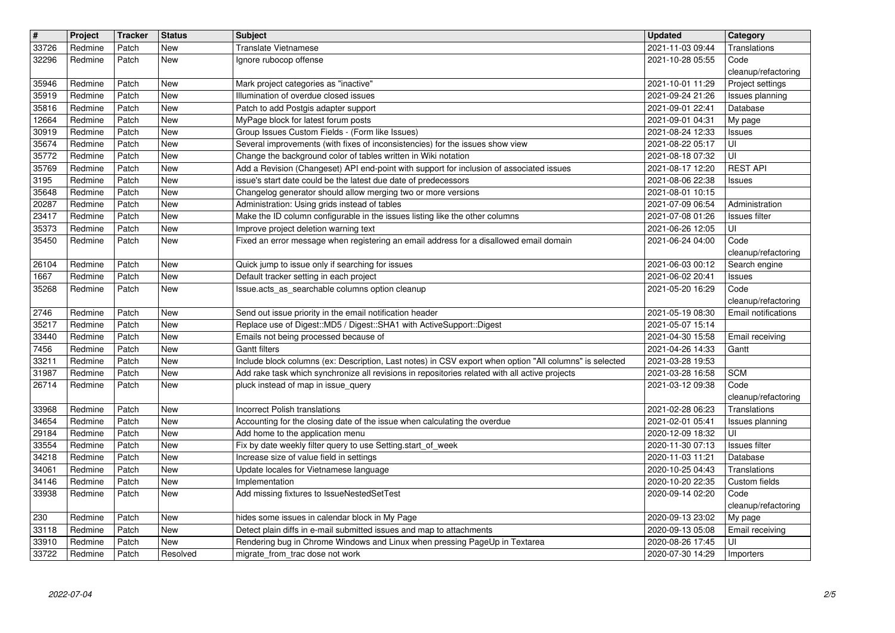| # | Project | Tracker | Status | Subject | Updated | Category |
| --- | --- | --- | --- | --- | --- | --- |
| 33726 | Redmine | Patch | New | Translate Vietnamese | 2021-11-03 09:44 | Translations |
| 32296 | Redmine | Patch | New | Ignore rubocop offense | 2021-10-28 05:55 | Code cleanup/refactoring |
| 35946 | Redmine | Patch | New | Mark project categories as "inactive" | 2021-10-01 11:29 | Project settings |
| 35919 | Redmine | Patch | New | Illumination of overdue closed issues | 2021-09-24 21:26 | Issues planning |
| 35816 | Redmine | Patch | New | Patch to add Postgis adapter support | 2021-09-01 22:41 | Database |
| 12664 | Redmine | Patch | New | MyPage block for latest forum posts | 2021-09-01 04:31 | My page |
| 30919 | Redmine | Patch | New | Group Issues Custom Fields - (Form like Issues) | 2021-08-24 12:33 | Issues |
| 35674 | Redmine | Patch | New | Several improvements (with fixes of inconsistencies) for the issues show view | 2021-08-22 05:17 | UI |
| 35772 | Redmine | Patch | New | Change the background color of tables written in Wiki notation | 2021-08-18 07:32 | UI |
| 35769 | Redmine | Patch | New | Add a Revision (Changeset) API end-point with support for inclusion of associated issues | 2021-08-17 12:20 | REST API |
| 3195 | Redmine | Patch | New | issue's start date could be the latest due date of predecessors | 2021-08-06 22:38 | Issues |
| 35648 | Redmine | Patch | New | Changelog generator should allow merging two or more versions | 2021-08-01 10:15 | |
| 20287 | Redmine | Patch | New | Administration: Using grids instead of tables | 2021-07-09 06:54 | Administration |
| 23417 | Redmine | Patch | New | Make the ID column configurable in the issues listing like the other columns | 2021-07-08 01:26 | Issues filter |
| 35373 | Redmine | Patch | New | Improve project deletion warning text | 2021-06-26 12:05 | UI |
| 35450 | Redmine | Patch | New | Fixed an error message when registering an email address for a disallowed email domain | 2021-06-24 04:00 | Code cleanup/refactoring |
| 26104 | Redmine | Patch | New | Quick jump to issue only if searching for issues | 2021-06-03 00:12 | Search engine |
| 1667 | Redmine | Patch | New | Default tracker setting in each project | 2021-06-02 20:41 | Issues |
| 35268 | Redmine | Patch | New | Issue.acts_as_searchable columns option cleanup | 2021-05-20 16:29 | Code cleanup/refactoring |
| 2746 | Redmine | Patch | New | Send out issue priority in the email notification header | 2021-05-19 08:30 | Email notifications |
| 35217 | Redmine | Patch | New | Replace use of Digest::MD5 / Digest::SHA1 with ActiveSupport::Digest | 2021-05-07 15:14 | |
| 33440 | Redmine | Patch | New | Emails not being processed because of | 2021-04-30 15:58 | Email receiving |
| 7456 | Redmine | Patch | New | Gantt filters | 2021-04-26 14:33 | Gantt |
| 33211 | Redmine | Patch | New | Include block columns (ex: Description, Last notes) in CSV export when option "All columns" is selected | 2021-03-28 19:53 | |
| 31987 | Redmine | Patch | New | Add rake task which synchronize all revisions in repositories related with all active projects | 2021-03-28 16:58 | SCM |
| 26714 | Redmine | Patch | New | pluck instead of map in issue_query | 2021-03-12 09:38 | Code cleanup/refactoring |
| 33968 | Redmine | Patch | New | Incorrect Polish translations | 2021-02-28 06:23 | Translations |
| 34654 | Redmine | Patch | New | Accounting for the closing date of the issue when calculating the overdue | 2021-02-01 05:41 | Issues planning |
| 29184 | Redmine | Patch | New | Add home to the application menu | 2020-12-09 18:32 | UI |
| 33554 | Redmine | Patch | New | Fix by date weekly filter query to use Setting.start_of_week | 2020-11-30 07:13 | Issues filter |
| 34218 | Redmine | Patch | New | Increase size of value field in settings | 2020-11-03 11:21 | Database |
| 34061 | Redmine | Patch | New | Update locales for Vietnamese language | 2020-10-25 04:43 | Translations |
| 34146 | Redmine | Patch | New | Implementation | 2020-10-20 22:35 | Custom fields |
| 33938 | Redmine | Patch | New | Add missing fixtures to IssueNestedSetTest | 2020-09-14 02:20 | Code cleanup/refactoring |
| 230 | Redmine | Patch | New | hides some issues in calendar block in My Page | 2020-09-13 23:02 | My page |
| 33118 | Redmine | Patch | New | Detect plain diffs in e-mail submitted issues and map to attachments | 2020-09-13 05:08 | Email receiving |
| 33910 | Redmine | Patch | New | Rendering bug in Chrome Windows and Linux when pressing PageUp in Textarea | 2020-08-26 17:45 | UI |
| 33722 | Redmine | Patch | Resolved | migrate_from_trac dose not work | 2020-07-30 14:29 | Importers |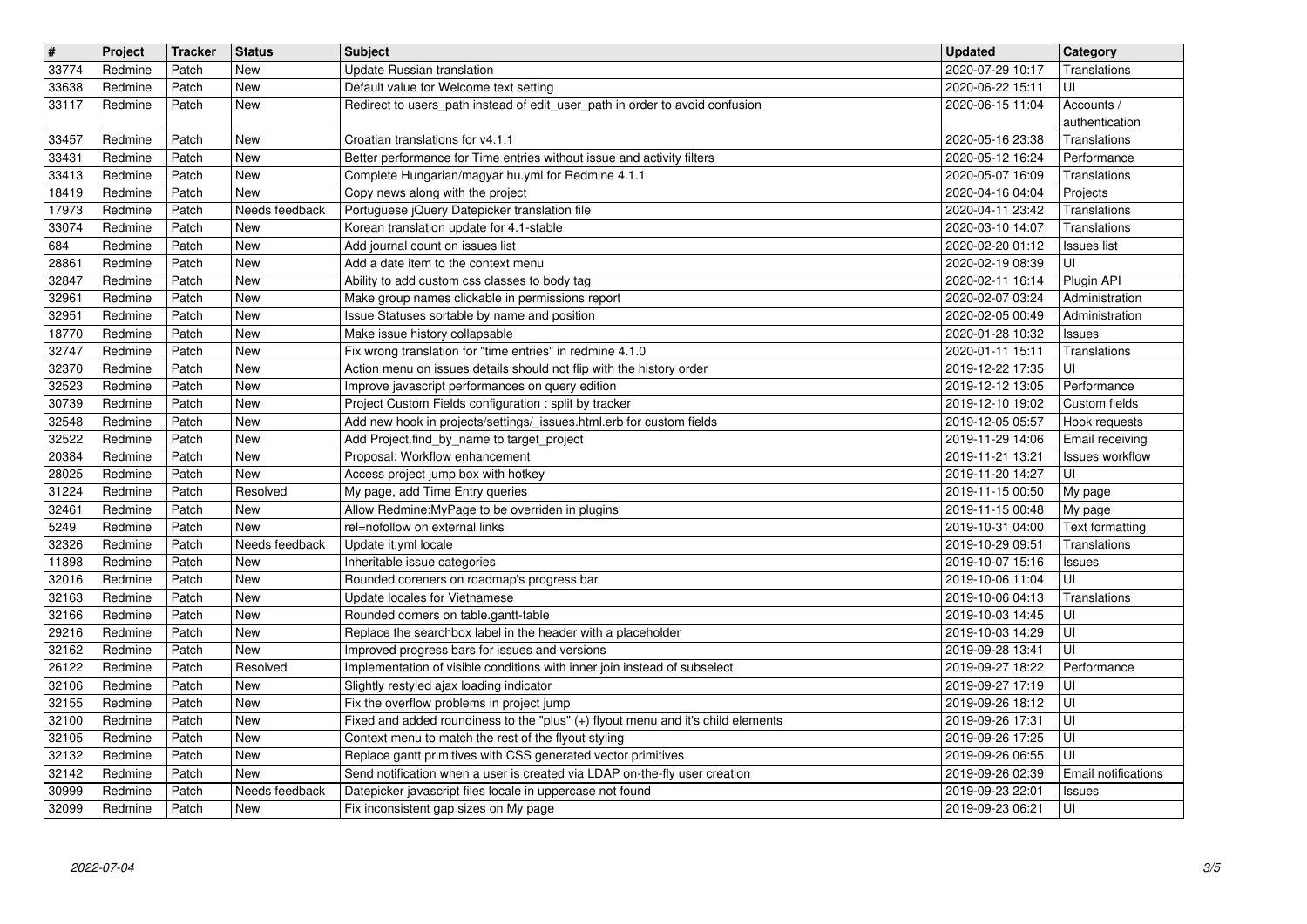| # | Project | Tracker | Status | Subject | Updated | Category |
|---|---|---|---|---|---|---|
| 33774 | Redmine | Patch | New | Update Russian translation | 2020-07-29 10:17 | Translations |
| 33638 | Redmine | Patch | New | Default value for Welcome text setting | 2020-06-22 15:11 | UI |
| 33117 | Redmine | Patch | New | Redirect to users_path instead of edit_user_path in order to avoid confusion | 2020-06-15 11:04 | Accounts / authentication |
| 33457 | Redmine | Patch | New | Croatian translations for v4.1.1 | 2020-05-16 23:38 | Translations |
| 33431 | Redmine | Patch | New | Better performance for Time entries without issue and activity filters | 2020-05-12 16:24 | Performance |
| 33413 | Redmine | Patch | New | Complete Hungarian/magyar hu.yml for Redmine 4.1.1 | 2020-05-07 16:09 | Translations |
| 18419 | Redmine | Patch | New | Copy news along with the project | 2020-04-16 04:04 | Projects |
| 17973 | Redmine | Patch | Needs feedback | Portuguese jQuery Datepicker translation file | 2020-04-11 23:42 | Translations |
| 33074 | Redmine | Patch | New | Korean translation update for 4.1-stable | 2020-03-10 14:07 | Translations |
| 684 | Redmine | Patch | New | Add journal count on issues list | 2020-02-20 01:12 | Issues list |
| 28861 | Redmine | Patch | New | Add a date item to the context menu | 2020-02-19 08:39 | UI |
| 32847 | Redmine | Patch | New | Ability to add custom css classes to body tag | 2020-02-11 16:14 | Plugin API |
| 32961 | Redmine | Patch | New | Make group names clickable in permissions report | 2020-02-07 03:24 | Administration |
| 32951 | Redmine | Patch | New | Issue Statuses sortable by name and position | 2020-02-05 00:49 | Administration |
| 18770 | Redmine | Patch | New | Make issue history collapsable | 2020-01-28 10:32 | Issues |
| 32747 | Redmine | Patch | New | Fix wrong translation for "time entries" in redmine 4.1.0 | 2020-01-11 15:11 | Translations |
| 32370 | Redmine | Patch | New | Action menu on issues details should not flip with the history order | 2019-12-22 17:35 | UI |
| 32523 | Redmine | Patch | New | Improve javascript performances on query edition | 2019-12-12 13:05 | Performance |
| 30739 | Redmine | Patch | New | Project Custom Fields configuration : split by tracker | 2019-12-10 19:02 | Custom fields |
| 32548 | Redmine | Patch | New | Add new hook in projects/settings/_issues.html.erb for custom fields | 2019-12-05 05:57 | Hook requests |
| 32522 | Redmine | Patch | New | Add Project.find_by_name to target_project | 2019-11-29 14:06 | Email receiving |
| 20384 | Redmine | Patch | New | Proposal: Workflow enhancement | 2019-11-21 13:21 | Issues workflow |
| 28025 | Redmine | Patch | New | Access project jump box with hotkey | 2019-11-20 14:27 | UI |
| 31224 | Redmine | Patch | Resolved | My page, add Time Entry queries | 2019-11-15 00:50 | My page |
| 32461 | Redmine | Patch | New | Allow Redmine:MyPage to be overriden in plugins | 2019-11-15 00:48 | My page |
| 5249 | Redmine | Patch | New | rel=nofollow on external links | 2019-10-31 04:00 | Text formatting |
| 32326 | Redmine | Patch | Needs feedback | Update it.yml locale | 2019-10-29 09:51 | Translations |
| 11898 | Redmine | Patch | New | Inheritable issue categories | 2019-10-07 15:16 | Issues |
| 32016 | Redmine | Patch | New | Rounded coreners on roadmap's progress bar | 2019-10-06 11:04 | UI |
| 32163 | Redmine | Patch | New | Update locales for Vietnamese | 2019-10-06 04:13 | Translations |
| 32166 | Redmine | Patch | New | Rounded corners on table.gantt-table | 2019-10-03 14:45 | UI |
| 29216 | Redmine | Patch | New | Replace the searchbox label in the header with a placeholder | 2019-10-03 14:29 | UI |
| 32162 | Redmine | Patch | New | Improved progress bars for issues and versions | 2019-09-28 13:41 | UI |
| 26122 | Redmine | Patch | Resolved | Implementation of visible conditions with inner join instead of subselect | 2019-09-27 18:22 | Performance |
| 32106 | Redmine | Patch | New | Slightly restyled ajax loading indicator | 2019-09-27 17:19 | UI |
| 32155 | Redmine | Patch | New | Fix the overflow problems in project jump | 2019-09-26 18:12 | UI |
| 32100 | Redmine | Patch | New | Fixed and added roundiness to the "plus" (+) flyout menu and it's child elements | 2019-09-26 17:31 | UI |
| 32105 | Redmine | Patch | New | Context menu to match the rest of the flyout styling | 2019-09-26 17:25 | UI |
| 32132 | Redmine | Patch | New | Replace gantt primitives with CSS generated vector primitives | 2019-09-26 06:55 | UI |
| 32142 | Redmine | Patch | New | Send notification when a user is created via LDAP on-the-fly user creation | 2019-09-26 02:39 | Email notifications |
| 30999 | Redmine | Patch | Needs feedback | Datepicker javascript files locale in uppercase not found | 2019-09-23 22:01 | Issues |
| 32099 | Redmine | Patch | New | Fix inconsistent gap sizes on My page | 2019-09-23 06:21 | UI |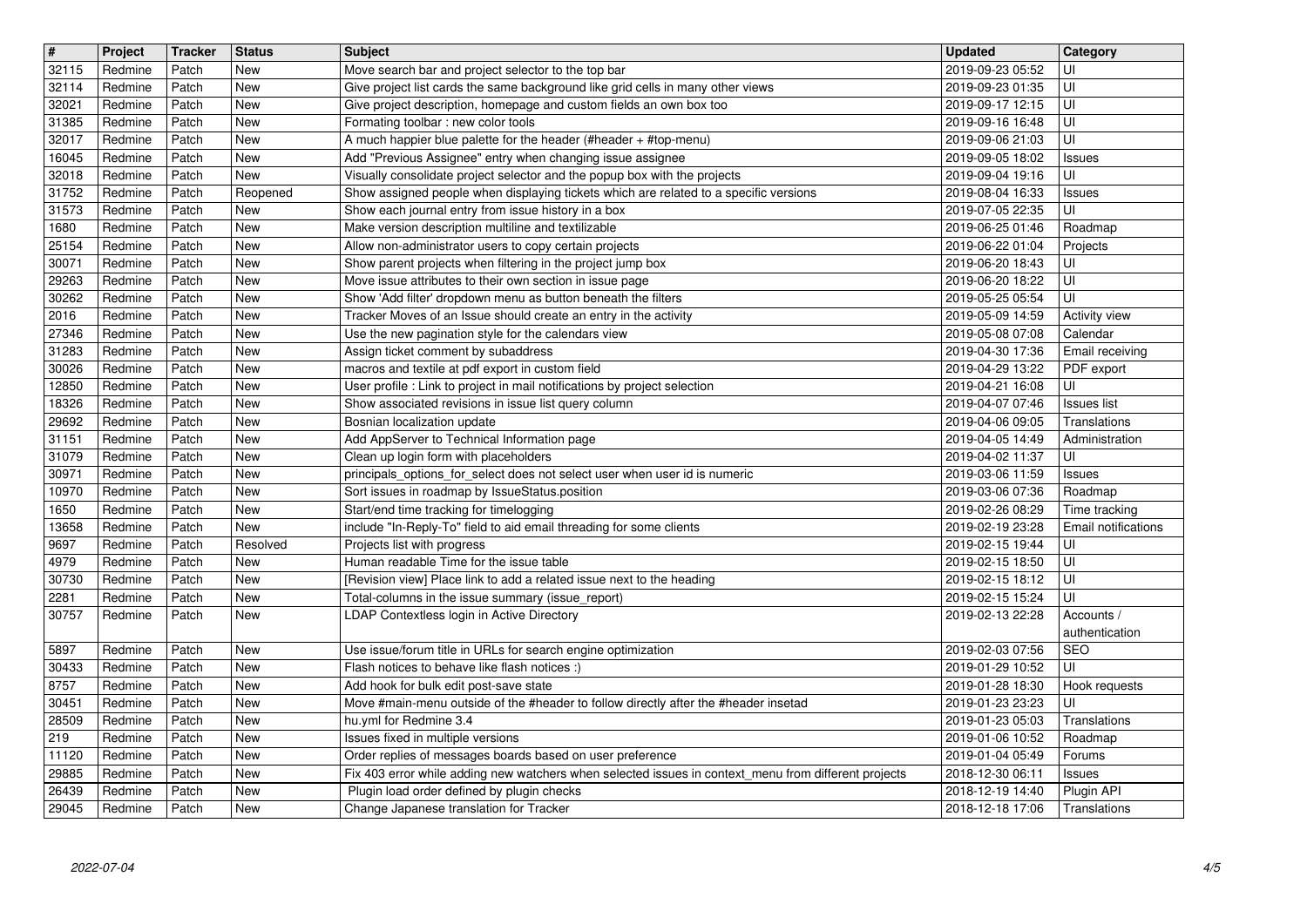| # | Project | Tracker | Status | Subject | Updated | Category |
|---|---|---|---|---|---|---|
| 32115 | Redmine | Patch | New | Move search bar and project selector to the top bar | 2019-09-23 05:52 | UI |
| 32114 | Redmine | Patch | New | Give project list cards the same background like grid cells in many other views | 2019-09-23 01:35 | UI |
| 32021 | Redmine | Patch | New | Give project description, homepage and custom fields an own box too | 2019-09-17 12:15 | UI |
| 31385 | Redmine | Patch | New | Formating toolbar : new color tools | 2019-09-16 16:48 | UI |
| 32017 | Redmine | Patch | New | A much happier blue palette for the header (#header + #top-menu) | 2019-09-06 21:03 | UI |
| 16045 | Redmine | Patch | New | Add "Previous Assignee" entry when changing issue assignee | 2019-09-05 18:02 | Issues |
| 32018 | Redmine | Patch | New | Visually consolidate project selector and the popup box with the projects | 2019-09-04 19:16 | UI |
| 31752 | Redmine | Patch | Reopened | Show assigned people when displaying tickets which are related to a specific versions | 2019-08-04 16:33 | Issues |
| 31573 | Redmine | Patch | New | Show each journal entry from issue history in a box | 2019-07-05 22:35 | UI |
| 1680 | Redmine | Patch | New | Make version description multiline and textilizable | 2019-06-25 01:46 | Roadmap |
| 25154 | Redmine | Patch | New | Allow non-administrator users to copy certain projects | 2019-06-22 01:04 | Projects |
| 30071 | Redmine | Patch | New | Show parent projects when filtering in the project jump box | 2019-06-20 18:43 | UI |
| 29263 | Redmine | Patch | New | Move issue attributes to their own section in issue page | 2019-06-20 18:22 | UI |
| 30262 | Redmine | Patch | New | Show 'Add filter' dropdown menu as button beneath the filters | 2019-05-25 05:54 | UI |
| 2016 | Redmine | Patch | New | Tracker Moves of an Issue should create an entry in the activity | 2019-05-09 14:59 | Activity view |
| 27346 | Redmine | Patch | New | Use the new pagination style for the calendars view | 2019-05-08 07:08 | Calendar |
| 31283 | Redmine | Patch | New | Assign ticket comment by subaddress | 2019-04-30 17:36 | Email receiving |
| 30026 | Redmine | Patch | New | macros and textile at pdf export in custom field | 2019-04-29 13:22 | PDF export |
| 12850 | Redmine | Patch | New | User profile : Link to project in mail notifications by project selection | 2019-04-21 16:08 | UI |
| 18326 | Redmine | Patch | New | Show associated revisions in issue list query column | 2019-04-07 07:46 | Issues list |
| 29692 | Redmine | Patch | New | Bosnian localization update | 2019-04-06 09:05 | Translations |
| 31151 | Redmine | Patch | New | Add AppServer to Technical Information page | 2019-04-05 14:49 | Administration |
| 31079 | Redmine | Patch | New | Clean up login form with placeholders | 2019-04-02 11:37 | UI |
| 30971 | Redmine | Patch | New | principals_options_for_select does not select user when user id is numeric | 2019-03-06 11:59 | Issues |
| 10970 | Redmine | Patch | New | Sort issues in roadmap by IssueStatus.position | 2019-03-06 07:36 | Roadmap |
| 1650 | Redmine | Patch | New | Start/end time tracking for timelogging | 2019-02-26 08:29 | Time tracking |
| 13658 | Redmine | Patch | New | include "In-Reply-To" field to aid email threading for some clients | 2019-02-19 23:28 | Email notifications |
| 9697 | Redmine | Patch | Resolved | Projects list with progress | 2019-02-15 19:44 | UI |
| 4979 | Redmine | Patch | New | Human readable Time for the issue table | 2019-02-15 18:50 | UI |
| 30730 | Redmine | Patch | New | [Revision view] Place link to add a related issue next to the heading | 2019-02-15 18:12 | UI |
| 2281 | Redmine | Patch | New | Total-columns in the issue summary (issue_report) | 2019-02-15 15:24 | UI |
| 30757 | Redmine | Patch | New | LDAP Contextless login in Active Directory | 2019-02-13 22:28 | Accounts / authentication |
| 5897 | Redmine | Patch | New | Use issue/forum title in URLs for search engine optimization | 2019-02-03 07:56 | SEO |
| 30433 | Redmine | Patch | New | Flash notices to behave like flash notices :) | 2019-01-29 10:52 | UI |
| 8757 | Redmine | Patch | New | Add hook for bulk edit post-save state | 2019-01-28 18:30 | Hook requests |
| 30451 | Redmine | Patch | New | Move #main-menu outside of the #header to follow directly after the #header insetad | 2019-01-23 23:23 | UI |
| 28509 | Redmine | Patch | New | hu.yml for Redmine 3.4 | 2019-01-23 05:03 | Translations |
| 219 | Redmine | Patch | New | Issues fixed in multiple versions | 2019-01-06 10:52 | Roadmap |
| 11120 | Redmine | Patch | New | Order replies of messages boards based on user preference | 2019-01-04 05:49 | Forums |
| 29885 | Redmine | Patch | New | Fix 403 error while adding new watchers when selected issues in context_menu from different projects | 2018-12-30 06:11 | Issues |
| 26439 | Redmine | Patch | New | Plugin load order defined by plugin checks | 2018-12-19 14:40 | Plugin API |
| 29045 | Redmine | Patch | New | Change Japanese translation for Tracker | 2018-12-18 17:06 | Translations |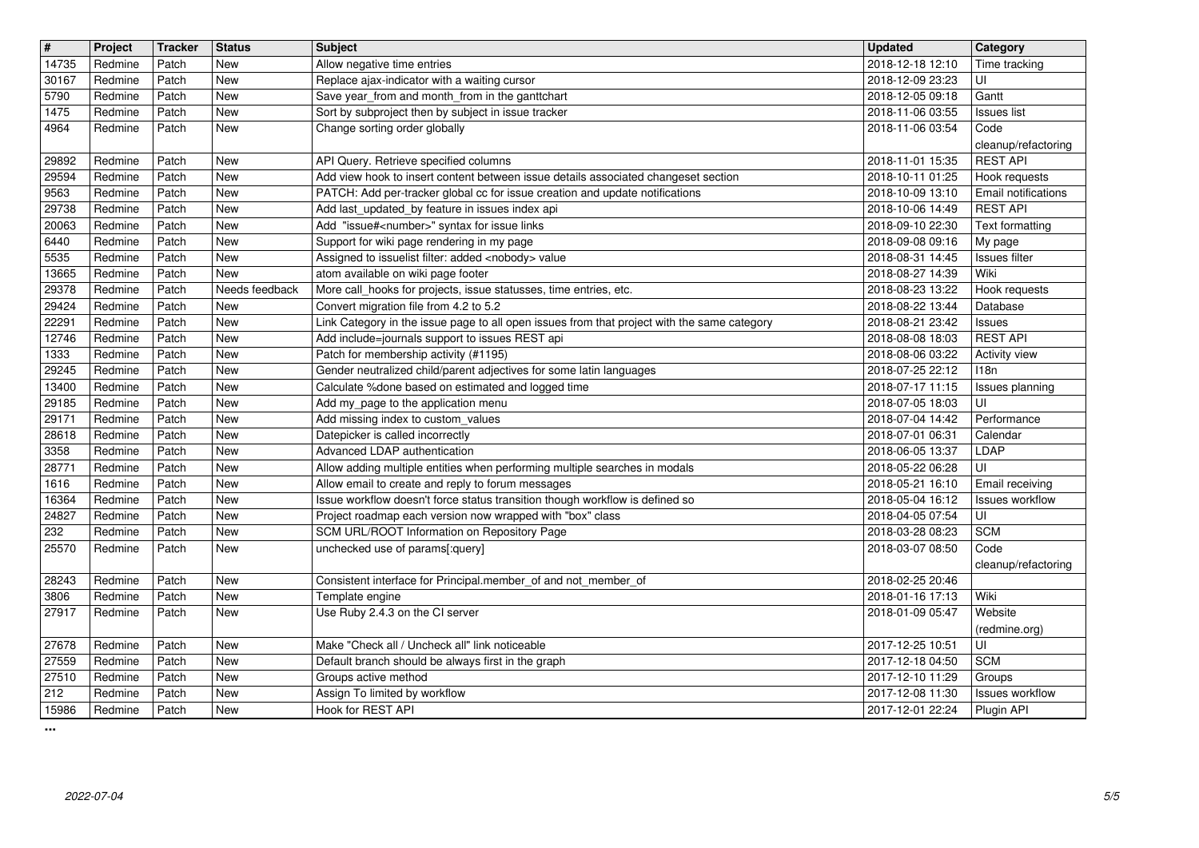| # | Project | Tracker | Status | Subject | Updated | Category |
|---|---|---|---|---|---|---|
| 14735 | Redmine | Patch | New | Allow negative time entries | 2018-12-18 12:10 | Time tracking |
| 30167 | Redmine | Patch | New | Replace ajax-indicator with a waiting cursor | 2018-12-09 23:23 | UI |
| 5790 | Redmine | Patch | New | Save year_from and month_from in the ganttchart | 2018-12-05 09:18 | Gantt |
| 1475 | Redmine | Patch | New | Sort by subproject then by subject in issue tracker | 2018-11-06 03:55 | Issues list |
| 4964 | Redmine | Patch | New | Change sorting order globally | 2018-11-06 03:54 | Code cleanup/refactoring |
| 29892 | Redmine | Patch | New | API Query. Retrieve specified columns | 2018-11-01 15:35 | REST API |
| 29594 | Redmine | Patch | New | Add view hook to insert content between issue details associated changeset section | 2018-10-11 01:25 | Hook requests |
| 9563 | Redmine | Patch | New | PATCH: Add per-tracker global cc for issue creation and update notifications | 2018-10-09 13:10 | Email notifications |
| 29738 | Redmine | Patch | New | Add last_updated_by feature in issues index api | 2018-10-06 14:49 | REST API |
| 20063 | Redmine | Patch | New | Add "issue#<number>" syntax for issue links | 2018-09-10 22:30 | Text formatting |
| 6440 | Redmine | Patch | New | Support for wiki page rendering in my page | 2018-09-08 09:16 | My page |
| 5535 | Redmine | Patch | New | Assigned to issuelist filter: added <nobody> value | 2018-08-31 14:45 | Issues filter |
| 13665 | Redmine | Patch | New | atom available on wiki page footer | 2018-08-27 14:39 | Wiki |
| 29378 | Redmine | Patch | Needs feedback | More call_hooks for projects, issue statusses, time entries, etc. | 2018-08-23 13:22 | Hook requests |
| 29424 | Redmine | Patch | New | Convert migration file from 4.2 to 5.2 | 2018-08-22 13:44 | Database |
| 22291 | Redmine | Patch | New | Link Category in the issue page to all open issues from that project with the same category | 2018-08-21 23:42 | Issues |
| 12746 | Redmine | Patch | New | Add include=journals support to issues REST api | 2018-08-08 18:03 | REST API |
| 1333 | Redmine | Patch | New | Patch for membership activity (#1195) | 2018-08-06 03:22 | Activity view |
| 29245 | Redmine | Patch | New | Gender neutralized child/parent adjectives for some latin languages | 2018-07-25 22:12 | I18n |
| 13400 | Redmine | Patch | New | Calculate %done based on estimated and logged time | 2018-07-17 11:15 | Issues planning |
| 29185 | Redmine | Patch | New | Add my_page to the application menu | 2018-07-05 18:03 | UI |
| 29171 | Redmine | Patch | New | Add missing index to custom_values | 2018-07-04 14:42 | Performance |
| 28618 | Redmine | Patch | New | Datepicker is called incorrectly | 2018-07-01 06:31 | Calendar |
| 3358 | Redmine | Patch | New | Advanced LDAP authentication | 2018-06-05 13:37 | LDAP |
| 28771 | Redmine | Patch | New | Allow adding multiple entities when performing multiple searches in modals | 2018-05-22 06:28 | UI |
| 1616 | Redmine | Patch | New | Allow email to create and reply to forum messages | 2018-05-21 16:10 | Email receiving |
| 16364 | Redmine | Patch | New | Issue workflow doesn't force status transition though workflow is defined so | 2018-05-04 16:12 | Issues workflow |
| 24827 | Redmine | Patch | New | Project roadmap each version now wrapped with "box" class | 2018-04-05 07:54 | UI |
| 232 | Redmine | Patch | New | SCM URL/ROOT Information on Repository Page | 2018-03-28 08:23 | SCM |
| 25570 | Redmine | Patch | New | unchecked use of params[:query] | 2018-03-07 08:50 | Code cleanup/refactoring |
| 28243 | Redmine | Patch | New | Consistent interface for Principal.member_of and not_member_of | 2018-02-25 20:46 | |
| 3806 | Redmine | Patch | New | Template engine | 2018-01-16 17:13 | Wiki |
| 27917 | Redmine | Patch | New | Use Ruby 2.4.3 on the CI server | 2018-01-09 05:47 | Website (redmine.org) |
| 27678 | Redmine | Patch | New | Make "Check all / Uncheck all" link noticeable | 2017-12-25 10:51 | UI |
| 27559 | Redmine | Patch | New | Default branch should be always first in the graph | 2017-12-18 04:50 | SCM |
| 27510 | Redmine | Patch | New | Groups active method | 2017-12-10 11:29 | Groups |
| 212 | Redmine | Patch | New | Assign To limited by workflow | 2017-12-08 11:30 | Issues workflow |
| 15986 | Redmine | Patch | New | Hook for REST API | 2017-12-01 22:24 | Plugin API |

...